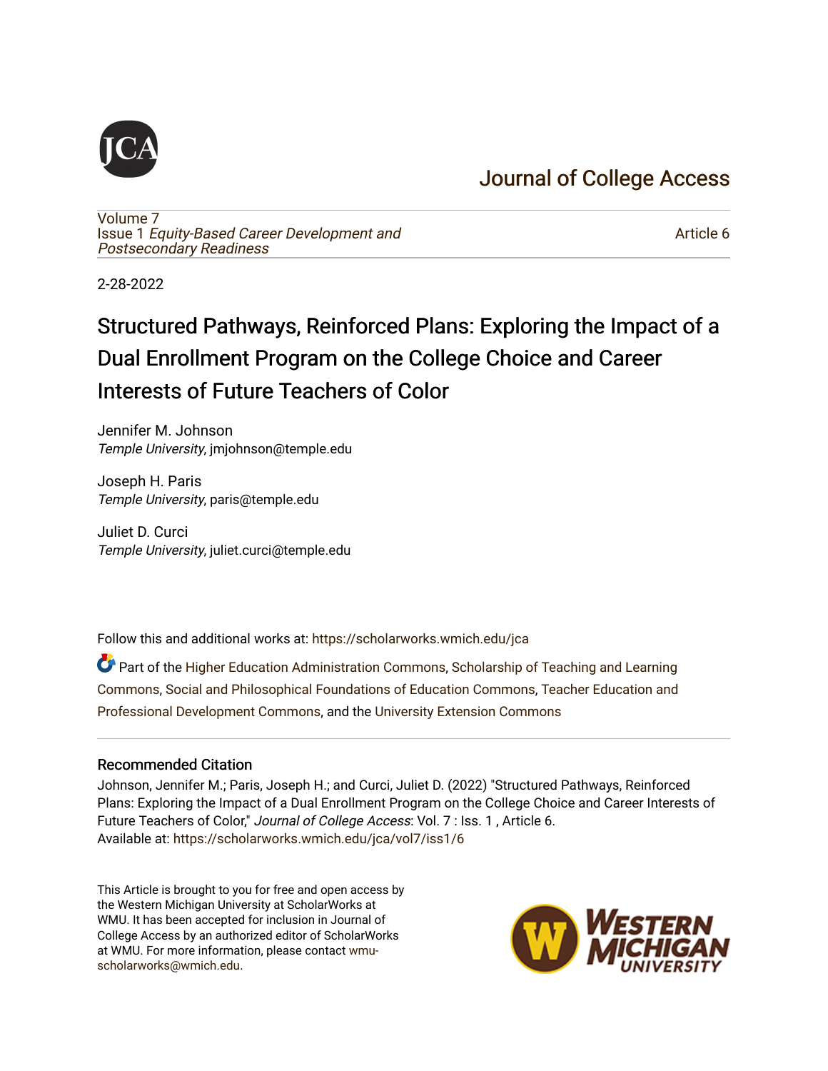# Journal of College Access

Volume 7
Issue 1 *Equity-Based Career Development and Postsecondary Readiness*

Article 6

2-28-2022

# Structured Pathways, Reinforced Plans: Exploring the Impact of a Dual Enrollment Program on the College Choice and Career Interests of Future Teachers of Color

Jennifer M. Johnson
*Temple University*, jmjohnson@temple.edu

Joseph H. Paris
*Temple University*, paris@temple.edu

Juliet D. Curci
*Temple University*, juliet.curci@temple.edu

Follow this and additional works at: https://scholarworks.wmich.edu/jca

Part of the Higher Education Administration Commons, Scholarship of Teaching and Learning Commons, Social and Philosophical Foundations of Education Commons, Teacher Education and Professional Development Commons, and the University Extension Commons

## Recommended Citation

Johnson, Jennifer M.; Paris, Joseph H.; and Curci, Juliet D. (2022) "Structured Pathways, Reinforced Plans: Exploring the Impact of a Dual Enrollment Program on the College Choice and Career Interests of Future Teachers of Color," *Journal of College Access*: Vol. 7 : Iss. 1 , Article 6.
Available at: https://scholarworks.wmich.edu/jca/vol7/iss1/6

This Article is brought to you for free and open access by the Western Michigan University at ScholarWorks at WMU. It has been accepted for inclusion in Journal of College Access by an authorized editor of ScholarWorks at WMU. For more information, please contact wmu-scholarworks@wmich.edu.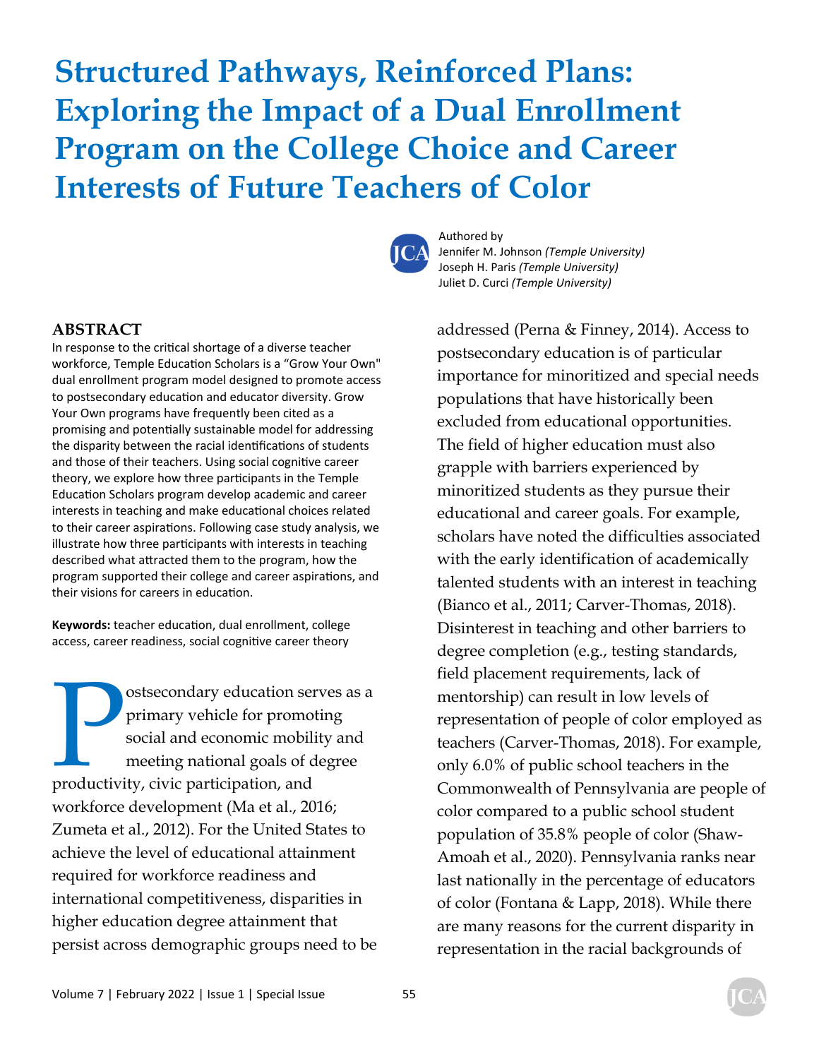# Structured Pathways, Reinforced Plans: Exploring the Impact of a Dual Enrollment Program on the College Choice and Career Interests of Future Teachers of Color

Authored by
Jennifer M. Johnson *(Temple University)*
Joseph H. Paris *(Temple University)*
Juliet D. Curci *(Temple University)*

## ABSTRACT

In response to the critical shortage of a diverse teacher workforce, Temple Education Scholars is a "Grow Your Own" dual enrollment program model designed to promote access to postsecondary education and educator diversity. Grow Your Own programs have frequently been cited as a promising and potentially sustainable model for addressing the disparity between the racial identifications of students and those of their teachers. Using social cognitive career theory, we explore how three participants in the Temple Education Scholars program develop academic and career interests in teaching and make educational choices related to their career aspirations. Following case study analysis, we illustrate how three participants with interests in teaching described what attracted them to the program, how the program supported their college and career aspirations, and their visions for careers in education.

**Keywords:** teacher education, dual enrollment, college access, career readiness, social cognitive career theory

Postsecondary education serves as a primary vehicle for promoting social and economic mobility and meeting national goals of degree productivity, civic participation, and workforce development (Ma et al., 2016; Zumeta et al., 2012). For the United States to achieve the level of educational attainment required for workforce readiness and international competitiveness, disparities in higher education degree attainment that persist across demographic groups need to be addressed (Perna & Finney, 2014). Access to postsecondary education is of particular importance for minoritized and special needs populations that have historically been excluded from educational opportunities. The field of higher education must also grapple with barriers experienced by minoritized students as they pursue their educational and career goals. For example, scholars have noted the difficulties associated with the early identification of academically talented students with an interest in teaching (Bianco et al., 2011; Carver-Thomas, 2018). Disinterest in teaching and other barriers to degree completion (e.g., testing standards, field placement requirements, lack of mentorship) can result in low levels of representation of people of color employed as teachers (Carver-Thomas, 2018). For example, only 6.0% of public school teachers in the Commonwealth of Pennsylvania are people of color compared to a public school student population of 35.8% people of color (Shaw-Amoah et al., 2020). Pennsylvania ranks near last nationally in the percentage of educators of color (Fontana & Lapp, 2018). While there are many reasons for the current disparity in representation in the racial backgrounds of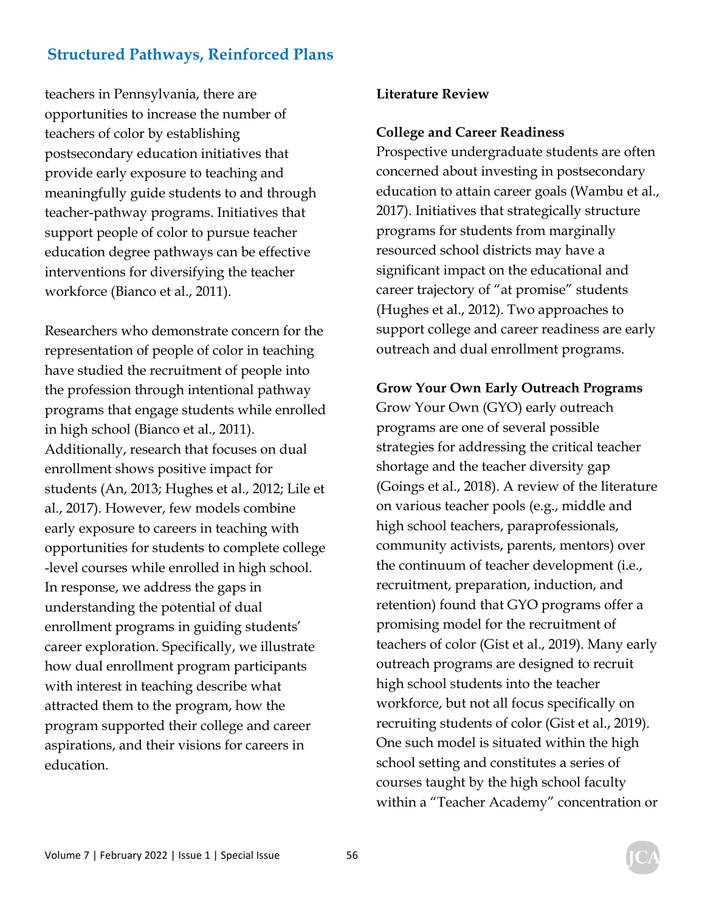teachers in Pennsylvania, there are opportunities to increase the number of teachers of color by establishing postsecondary education initiatives that provide early exposure to teaching and meaningfully guide students to and through teacher-pathway programs. Initiatives that support people of color to pursue teacher education degree pathways can be effective interventions for diversifying the teacher workforce (Bianco et al., 2011).

Researchers who demonstrate concern for the representation of people of color in teaching have studied the recruitment of people into the profession through intentional pathway programs that engage students while enrolled in high school (Bianco et al., 2011). Additionally, research that focuses on dual enrollment shows positive impact for students (An, 2013; Hughes et al., 2012; Lile et al., 2017). However, few models combine early exposure to careers in teaching with opportunities for students to complete college-level courses while enrolled in high school. In response, we address the gaps in understanding the potential of dual enrollment programs in guiding students' career exploration. Specifically, we illustrate how dual enrollment program participants with interest in teaching describe what attracted them to the program, how the program supported their college and career aspirations, and their visions for careers in education.

## Literature Review

### College and Career Readiness

Prospective undergraduate students are often concerned about investing in postsecondary education to attain career goals (Wambu et al., 2017). Initiatives that strategically structure programs for students from marginally resourced school districts may have a significant impact on the educational and career trajectory of "at promise" students (Hughes et al., 2012). Two approaches to support college and career readiness are early outreach and dual enrollment programs.

### Grow Your Own Early Outreach Programs

Grow Your Own (GYO) early outreach programs are one of several possible strategies for addressing the critical teacher shortage and the teacher diversity gap (Goings et al., 2018). A review of the literature on various teacher pools (e.g., middle and high school teachers, paraprofessionals, community activists, parents, mentors) over the continuum of teacher development (i.e., recruitment, preparation, induction, and retention) found that GYO programs offer a promising model for the recruitment of teachers of color (Gist et al., 2019). Many early outreach programs are designed to recruit high school students into the teacher workforce, but not all focus specifically on recruiting students of color (Gist et al., 2019). One such model is situated within the high school setting and constitutes a series of courses taught by the high school faculty within a "Teacher Academy" concentration or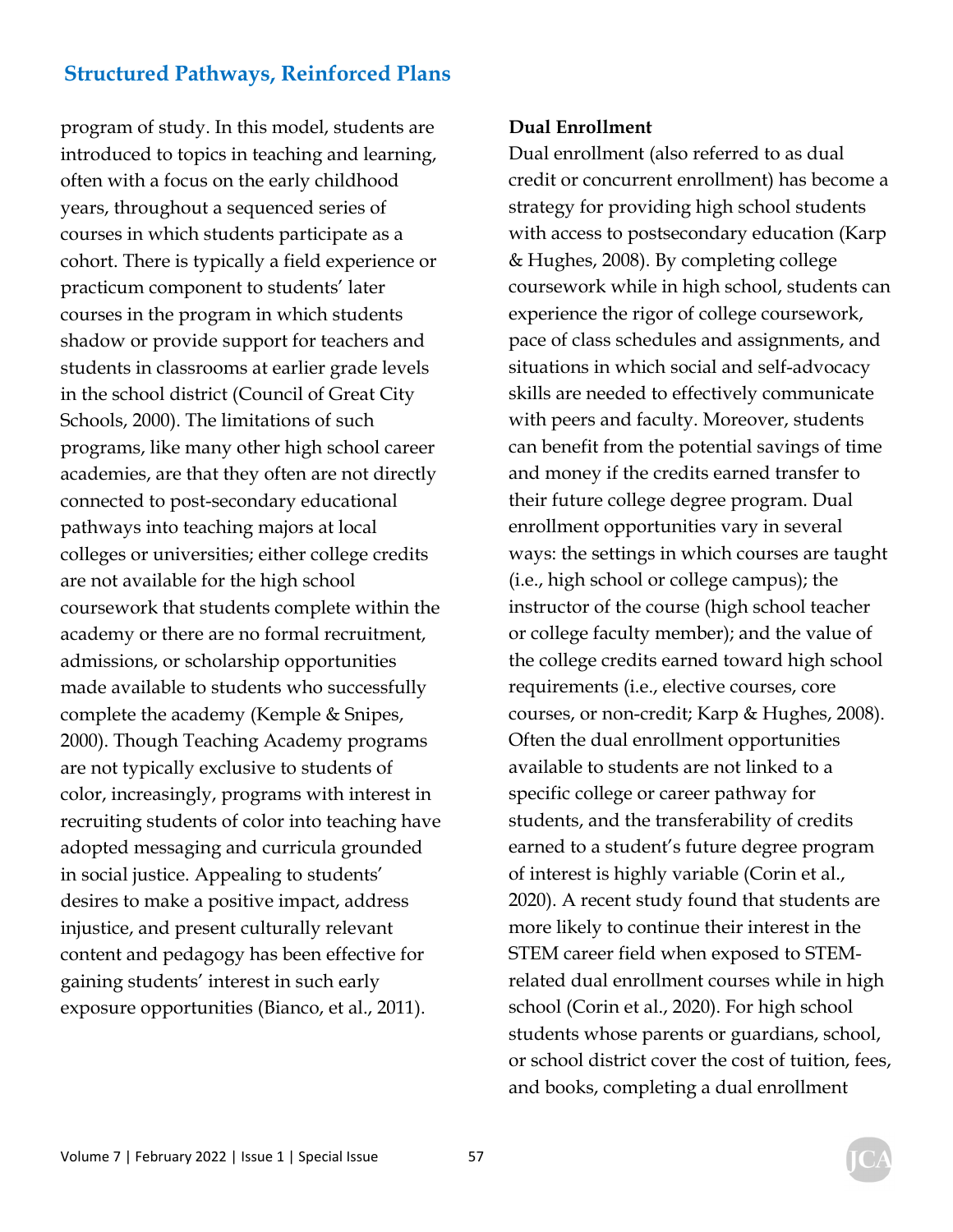program of study. In this model, students are introduced to topics in teaching and learning, often with a focus on the early childhood years, throughout a sequenced series of courses in which students participate as a cohort. There is typically a field experience or practicum component to students' later courses in the program in which students shadow or provide support for teachers and students in classrooms at earlier grade levels in the school district (Council of Great City Schools, 2000). The limitations of such programs, like many other high school career academies, are that they often are not directly connected to post-secondary educational pathways into teaching majors at local colleges or universities; either college credits are not available for the high school coursework that students complete within the academy or there are no formal recruitment, admissions, or scholarship opportunities made available to students who successfully complete the academy (Kemple & Snipes, 2000). Though Teaching Academy programs are not typically exclusive to students of color, increasingly, programs with interest in recruiting students of color into teaching have adopted messaging and curricula grounded in social justice. Appealing to students' desires to make a positive impact, address injustice, and present culturally relevant content and pedagogy has been effective for gaining students' interest in such early exposure opportunities (Bianco, et al., 2011).

**Dual Enrollment**

Dual enrollment (also referred to as dual credit or concurrent enrollment) has become a strategy for providing high school students with access to postsecondary education (Karp & Hughes, 2008). By completing college coursework while in high school, students can experience the rigor of college coursework, pace of class schedules and assignments, and situations in which social and self-advocacy skills are needed to effectively communicate with peers and faculty. Moreover, students can benefit from the potential savings of time and money if the credits earned transfer to their future college degree program. Dual enrollment opportunities vary in several ways: the settings in which courses are taught (i.e., high school or college campus); the instructor of the course (high school teacher or college faculty member); and the value of the college credits earned toward high school requirements (i.e., elective courses, core courses, or non-credit; Karp & Hughes, 2008). Often the dual enrollment opportunities available to students are not linked to a specific college or career pathway for students, and the transferability of credits earned to a student's future degree program of interest is highly variable (Corin et al., 2020). A recent study found that students are more likely to continue their interest in the STEM career field when exposed to STEM-related dual enrollment courses while in high school (Corin et al., 2020). For high school students whose parents or guardians, school, or school district cover the cost of tuition, fees, and books, completing a dual enrollment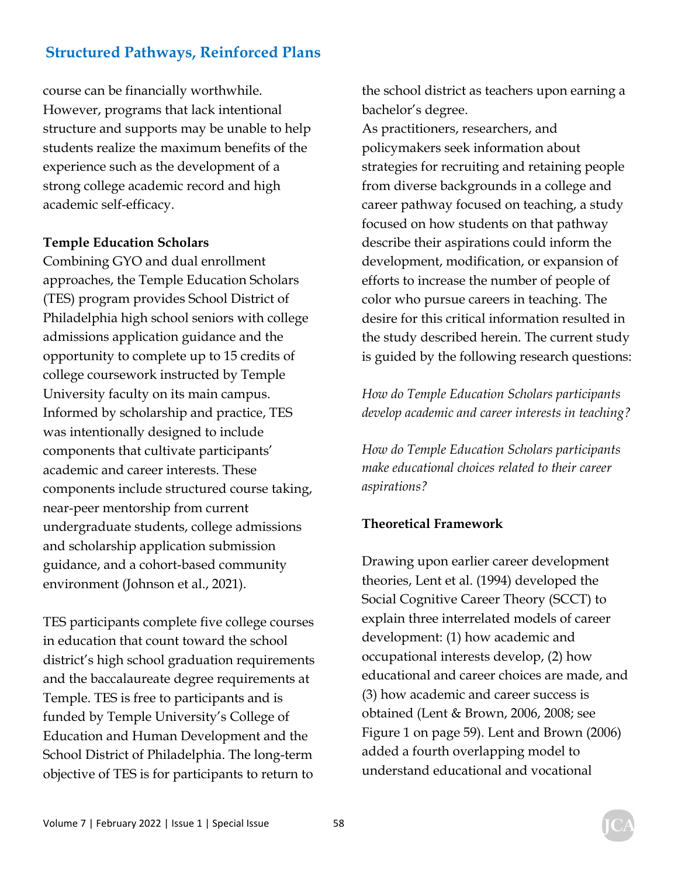course can be financially worthwhile. However, programs that lack intentional structure and supports may be unable to help students realize the maximum benefits of the experience such as the development of a strong college academic record and high academic self-efficacy.

**Temple Education Scholars**

Combining GYO and dual enrollment approaches, the Temple Education Scholars (TES) program provides School District of Philadelphia high school seniors with college admissions application guidance and the opportunity to complete up to 15 credits of college coursework instructed by Temple University faculty on its main campus. Informed by scholarship and practice, TES was intentionally designed to include components that cultivate participants' academic and career interests. These components include structured course taking, near-peer mentorship from current undergraduate students, college admissions and scholarship application submission guidance, and a cohort-based community environment (Johnson et al., 2021).

TES participants complete five college courses in education that count toward the school district's high school graduation requirements and the baccalaureate degree requirements at Temple. TES is free to participants and is funded by Temple University's College of Education and Human Development and the School District of Philadelphia. The long-term objective of TES is for participants to return to the school district as teachers upon earning a bachelor's degree.

As practitioners, researchers, and policymakers seek information about strategies for recruiting and retaining people from diverse backgrounds in a college and career pathway focused on teaching, a study focused on how students on that pathway describe their aspirations could inform the development, modification, or expansion of efforts to increase the number of people of color who pursue careers in teaching. The desire for this critical information resulted in the study described herein. The current study is guided by the following research questions:

*How do Temple Education Scholars participants develop academic and career interests in teaching?*

*How do Temple Education Scholars participants make educational choices related to their career aspirations?*

**Theoretical Framework**

Drawing upon earlier career development theories, Lent et al. (1994) developed the Social Cognitive Career Theory (SCCT) to explain three interrelated models of career development: (1) how academic and occupational interests develop, (2) how educational and career choices are made, and (3) how academic and career success is obtained (Lent & Brown, 2006, 2008; see Figure 1 on page 59). Lent and Brown (2006) added a fourth overlapping model to understand educational and vocational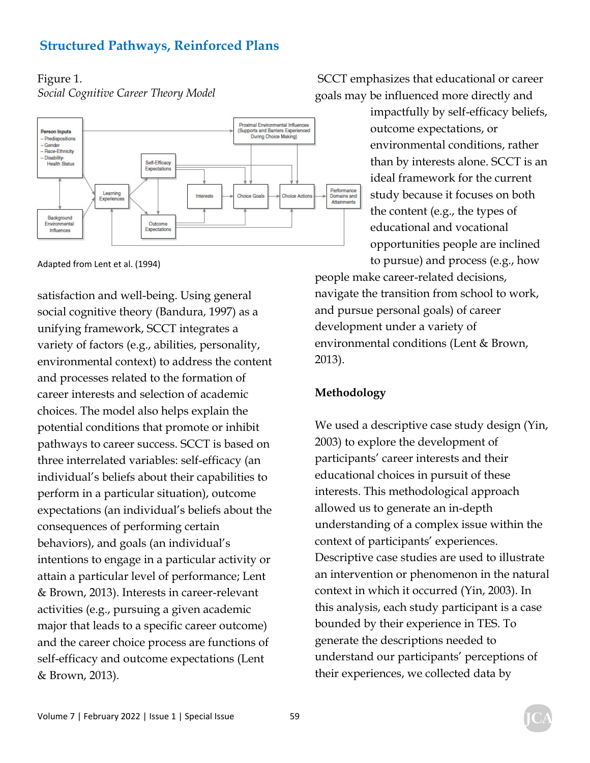Figure 1.
*Social Cognitive Career Theory Model*

Adapted from Lent et al. (1994)

satisfaction and well-being. Using general social cognitive theory (Bandura, 1997) as a unifying framework, SCCT integrates a variety of factors (e.g., abilities, personality, environmental context) to address the content and processes related to the formation of career interests and selection of academic choices. The model also helps explain the potential conditions that promote or inhibit pathways to career success. SCCT is based on three interrelated variables: self-efficacy (an individual's beliefs about their capabilities to perform in a particular situation), outcome expectations (an individual's beliefs about the consequences of performing certain behaviors), and goals (an individual's intentions to engage in a particular activity or attain a particular level of performance; Lent & Brown, 2013). Interests in career-relevant activities (e.g., pursuing a given academic major that leads to a specific career outcome) and the career choice process are functions of self-efficacy and outcome expectations (Lent & Brown, 2013).

SCCT emphasizes that educational or career goals may be influenced more directly and impactfully by self-efficacy beliefs, outcome expectations, or environmental conditions, rather than by interests alone. SCCT is an ideal framework for the current study because it focuses on both the content (e.g., the types of educational and vocational opportunities people are inclined to pursue) and process (e.g., how people make career-related decisions, navigate the transition from school to work, and pursue personal goals) of career development under a variety of environmental conditions (Lent & Brown, 2013).

**Methodology**

We used a descriptive case study design (Yin, 2003) to explore the development of participants' career interests and their educational choices in pursuit of these interests. This methodological approach allowed us to generate an in-depth understanding of a complex issue within the context of participants' experiences. Descriptive case studies are used to illustrate an intervention or phenomenon in the natural context in which it occurred (Yin, 2003). In this analysis, each study participant is a case bounded by their experience in TES. To generate the descriptions needed to understand our participants' perceptions of their experiences, we collected data by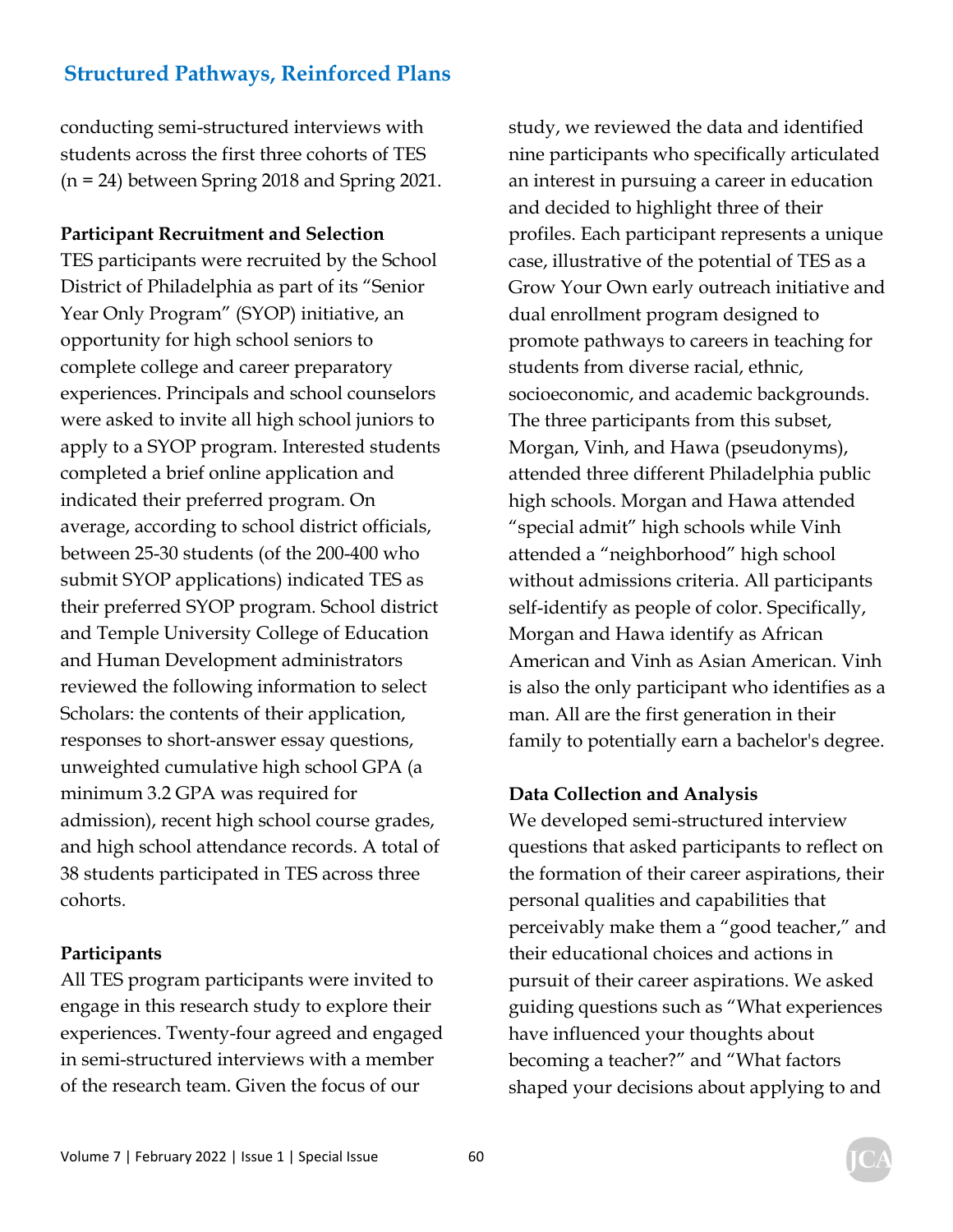conducting semi-structured interviews with students across the first three cohorts of TES (n = 24) between Spring 2018 and Spring 2021.

**Participant Recruitment and Selection**

TES participants were recruited by the School District of Philadelphia as part of its "Senior Year Only Program" (SYOP) initiative, an opportunity for high school seniors to complete college and career preparatory experiences. Principals and school counselors were asked to invite all high school juniors to apply to a SYOP program. Interested students completed a brief online application and indicated their preferred program. On average, according to school district officials, between 25-30 students (of the 200-400 who submit SYOP applications) indicated TES as their preferred SYOP program. School district and Temple University College of Education and Human Development administrators reviewed the following information to select Scholars: the contents of their application, responses to short-answer essay questions, unweighted cumulative high school GPA (a minimum 3.2 GPA was required for admission), recent high school course grades, and high school attendance records. A total of 38 students participated in TES across three cohorts.

**Participants**

All TES program participants were invited to engage in this research study to explore their experiences. Twenty-four agreed and engaged in semi-structured interviews with a member of the research team. Given the focus of our study, we reviewed the data and identified nine participants who specifically articulated an interest in pursuing a career in education and decided to highlight three of their profiles. Each participant represents a unique case, illustrative of the potential of TES as a Grow Your Own early outreach initiative and dual enrollment program designed to promote pathways to careers in teaching for students from diverse racial, ethnic, socioeconomic, and academic backgrounds. The three participants from this subset, Morgan, Vinh, and Hawa (pseudonyms), attended three different Philadelphia public high schools. Morgan and Hawa attended "special admit" high schools while Vinh attended a "neighborhood" high school without admissions criteria. All participants self-identify as people of color. Specifically, Morgan and Hawa identify as African American and Vinh as Asian American. Vinh is also the only participant who identifies as a man. All are the first generation in their family to potentially earn a bachelor's degree.

**Data Collection and Analysis**

We developed semi-structured interview questions that asked participants to reflect on the formation of their career aspirations, their personal qualities and capabilities that perceivably make them a "good teacher," and their educational choices and actions in pursuit of their career aspirations. We asked guiding questions such as "What experiences have influenced your thoughts about becoming a teacher?" and "What factors shaped your decisions about applying to and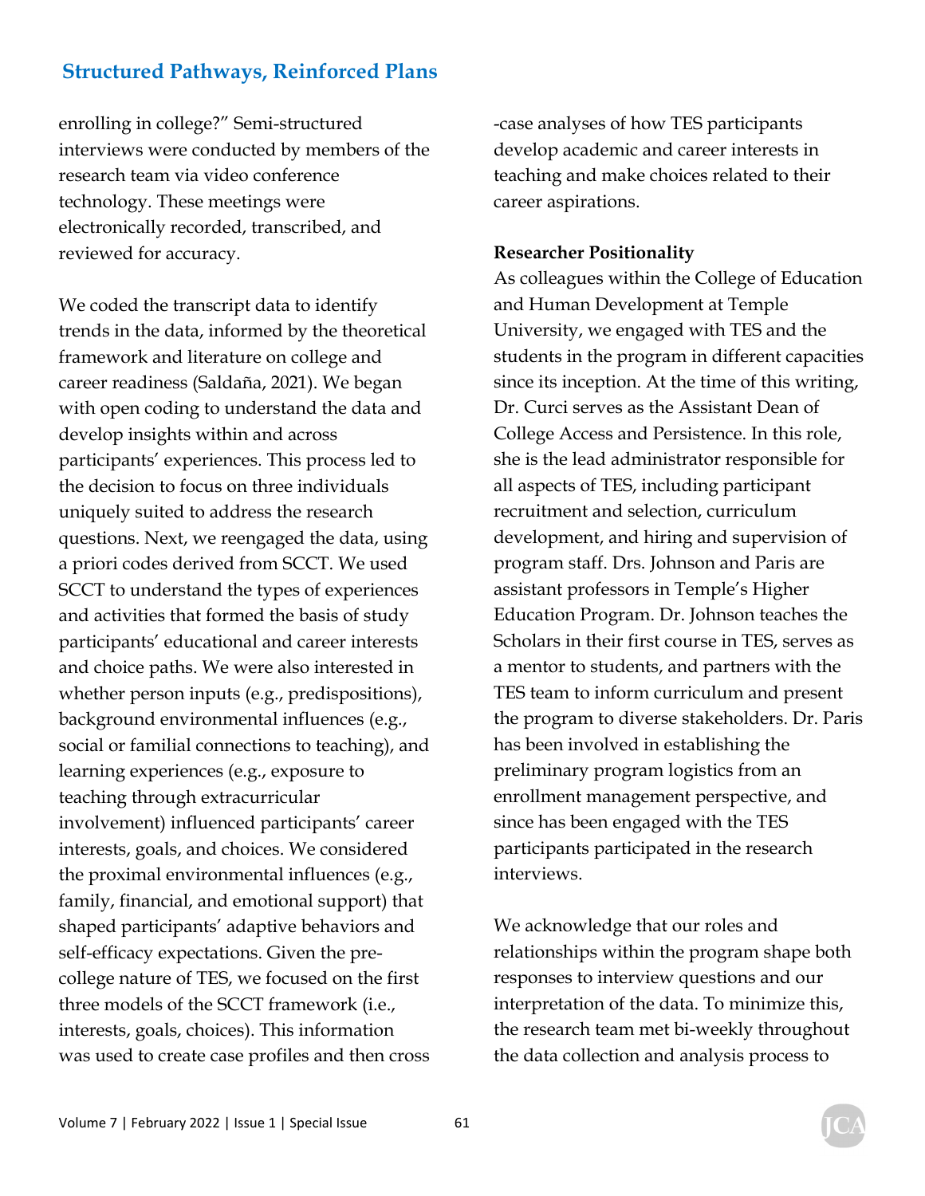enrolling in college?" Semi-structured interviews were conducted by members of the research team via video conference technology. These meetings were electronically recorded, transcribed, and reviewed for accuracy.

We coded the transcript data to identify trends in the data, informed by the theoretical framework and literature on college and career readiness (Saldaña, 2021). We began with open coding to understand the data and develop insights within and across participants' experiences. This process led to the decision to focus on three individuals uniquely suited to address the research questions. Next, we reengaged the data, using a priori codes derived from SCCT. We used SCCT to understand the types of experiences and activities that formed the basis of study participants' educational and career interests and choice paths. We were also interested in whether person inputs (e.g., predispositions), background environmental influences (e.g., social or familial connections to teaching), and learning experiences (e.g., exposure to teaching through extracurricular involvement) influenced participants' career interests, goals, and choices. We considered the proximal environmental influences (e.g., family, financial, and emotional support) that shaped participants' adaptive behaviors and self-efficacy expectations. Given the pre-college nature of TES, we focused on the first three models of the SCCT framework (i.e., interests, goals, choices). This information was used to create case profiles and then cross-case analyses of how TES participants develop academic and career interests in teaching and make choices related to their career aspirations.

**Researcher Positionality**

As colleagues within the College of Education and Human Development at Temple University, we engaged with TES and the students in the program in different capacities since its inception. At the time of this writing, Dr. Curci serves as the Assistant Dean of College Access and Persistence. In this role, she is the lead administrator responsible for all aspects of TES, including participant recruitment and selection, curriculum development, and hiring and supervision of program staff. Drs. Johnson and Paris are assistant professors in Temple's Higher Education Program. Dr. Johnson teaches the Scholars in their first course in TES, serves as a mentor to students, and partners with the TES team to inform curriculum and present the program to diverse stakeholders. Dr. Paris has been involved in establishing the preliminary program logistics from an enrollment management perspective, and since has been engaged with the TES participants participated in the research interviews.

We acknowledge that our roles and relationships within the program shape both responses to interview questions and our interpretation of the data. To minimize this, the research team met bi-weekly throughout the data collection and analysis process to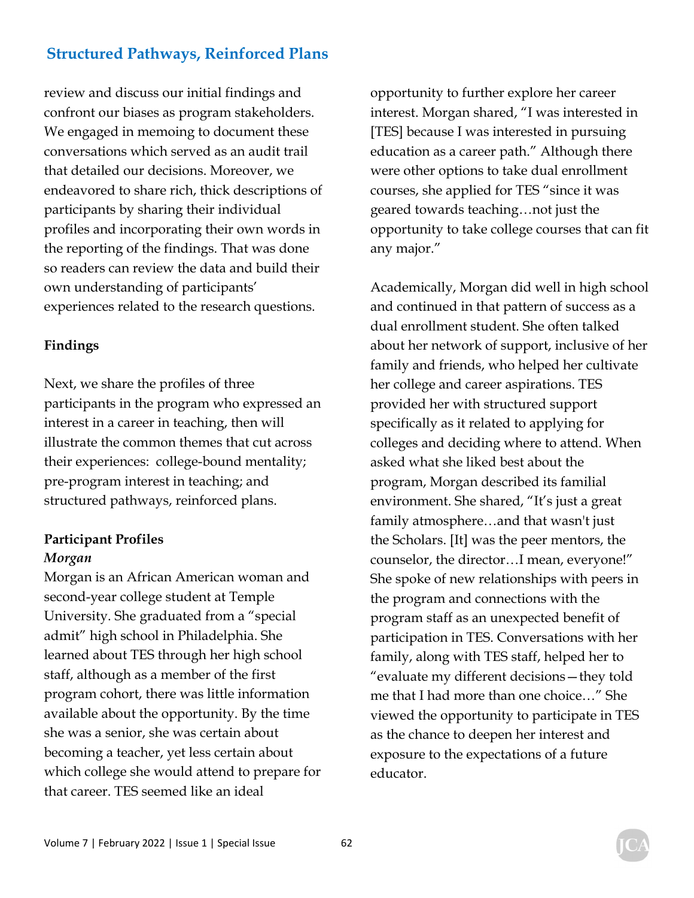review and discuss our initial findings and confront our biases as program stakeholders. We engaged in memoing to document these conversations which served as an audit trail that detailed our decisions. Moreover, we endeavored to share rich, thick descriptions of participants by sharing their individual profiles and incorporating their own words in the reporting of the findings. That was done so readers can review the data and build their own understanding of participants' experiences related to the research questions.

## Findings

Next, we share the profiles of three participants in the program who expressed an interest in a career in teaching, then will illustrate the common themes that cut across their experiences: college-bound mentality; pre-program interest in teaching; and structured pathways, reinforced plans.

### Participant Profiles

#### *Morgan*

Morgan is an African American woman and second-year college student at Temple University. She graduated from a "special admit" high school in Philadelphia. She learned about TES through her high school staff, although as a member of the first program cohort, there was little information available about the opportunity. By the time she was a senior, she was certain about becoming a teacher, yet less certain about which college she would attend to prepare for that career. TES seemed like an ideal opportunity to further explore her career interest. Morgan shared, "I was interested in [TES] because I was interested in pursuing education as a career path." Although there were other options to take dual enrollment courses, she applied for TES "since it was geared towards teaching…not just the opportunity to take college courses that can fit any major."

Academically, Morgan did well in high school and continued in that pattern of success as a dual enrollment student. She often talked about her network of support, inclusive of her family and friends, who helped her cultivate her college and career aspirations. TES provided her with structured support specifically as it related to applying for colleges and deciding where to attend. When asked what she liked best about the program, Morgan described its familial environment. She shared, "It's just a great family atmosphere…and that wasn't just the Scholars. [It] was the peer mentors, the counselor, the director…I mean, everyone!" She spoke of new relationships with peers in the program and connections with the program staff as an unexpected benefit of participation in TES. Conversations with her family, along with TES staff, helped her to "evaluate my different decisions—they told me that I had more than one choice…" She viewed the opportunity to participate in TES as the chance to deepen her interest and exposure to the expectations of a future educator.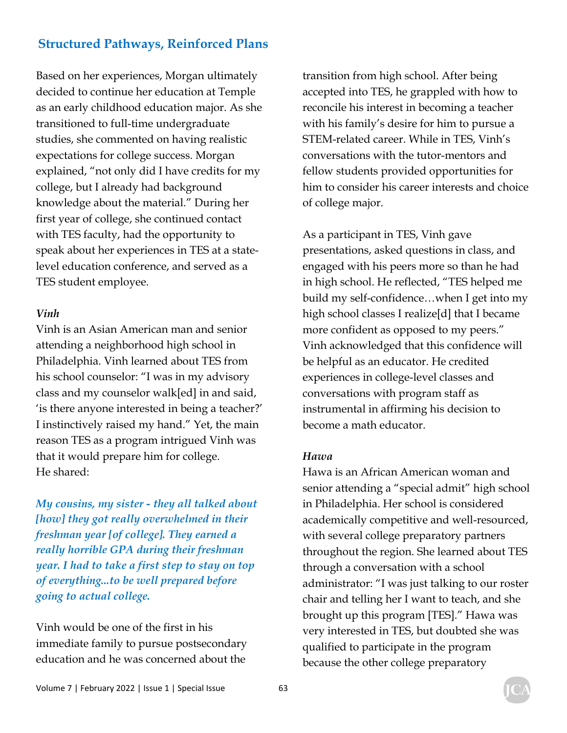## Structured Pathways, Reinforced Plans

Based on her experiences, Morgan ultimately decided to continue her education at Temple as an early childhood education major. As she transitioned to full-time undergraduate studies, she commented on having realistic expectations for college success. Morgan explained, "not only did I have credits for my college, but I already had background knowledge about the material." During her first year of college, she continued contact with TES faculty, had the opportunity to speak about her experiences in TES at a state-level education conference, and served as a TES student employee.

### *Vinh*

Vinh is an Asian American man and senior attending a neighborhood high school in Philadelphia. Vinh learned about TES from his school counselor: "I was in my advisory class and my counselor walk[ed] in and said, 'is there anyone interested in being a teacher?' I instinctively raised my hand." Yet, the main reason TES as a program intrigued Vinh was that it would prepare him for college. He shared:

> *My cousins, my sister - they all talked about [how] they got really overwhelmed in their freshman year [of college]. They earned a really horrible GPA during their freshman year. I had to take a first step to stay on top of everything...to be well prepared before going to actual college.*

Vinh would be one of the first in his immediate family to pursue postsecondary education and he was concerned about the transition from high school. After being accepted into TES, he grappled with how to reconcile his interest in becoming a teacher with his family's desire for him to pursue a STEM-related career. While in TES, Vinh's conversations with the tutor-mentors and fellow students provided opportunities for him to consider his career interests and choice of college major.

As a participant in TES, Vinh gave presentations, asked questions in class, and engaged with his peers more so than he had in high school. He reflected, "TES helped me build my self-confidence…when I get into my high school classes I realize[d] that I became more confident as opposed to my peers." Vinh acknowledged that this confidence will be helpful as an educator. He credited experiences in college-level classes and conversations with program staff as instrumental in affirming his decision to become a math educator.

### *Hawa*

Hawa is an African American woman and senior attending a "special admit" high school in Philadelphia. Her school is considered academically competitive and well-resourced, with several college preparatory partners throughout the region. She learned about TES through a conversation with a school administrator: "I was just talking to our roster chair and telling her I want to teach, and she brought up this program [TES]." Hawa was very interested in TES, but doubted she was qualified to participate in the program because the other college preparatory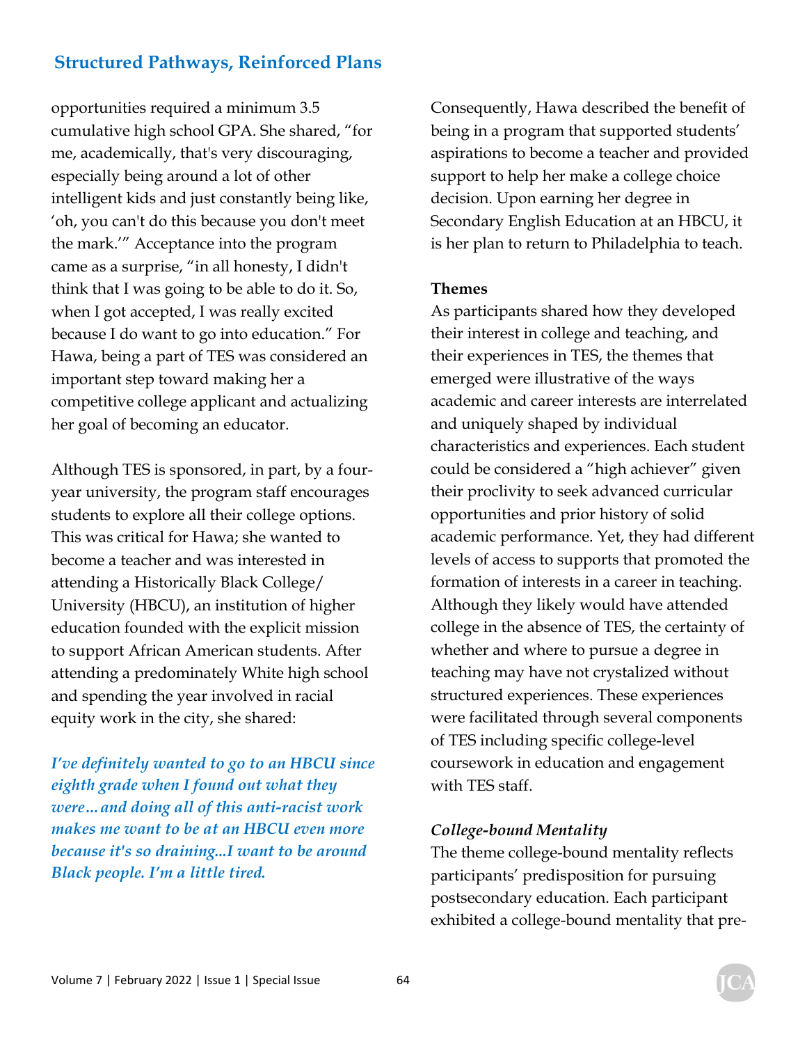opportunities required a minimum 3.5 cumulative high school GPA. She shared, "for me, academically, that's very discouraging, especially being around a lot of other intelligent kids and just constantly being like, 'oh, you can't do this because you don't meet the mark.'" Acceptance into the program came as a surprise, "in all honesty, I didn't think that I was going to be able to do it. So, when I got accepted, I was really excited because I do want to go into education." For Hawa, being a part of TES was considered an important step toward making her a competitive college applicant and actualizing her goal of becoming an educator.

Although TES is sponsored, in part, by a four-year university, the program staff encourages students to explore all their college options. This was critical for Hawa; she wanted to become a teacher and was interested in attending a Historically Black College/ University (HBCU), an institution of higher education founded with the explicit mission to support African American students. After attending a predominately White high school and spending the year involved in racial equity work in the city, she shared:

> ***I've definitely wanted to go to an HBCU since eighth grade when I found out what they were... and doing all of this anti-racist work makes me want to be at an HBCU even more because it's so draining...I want to be around Black people. I'm a little tired.***

Consequently, Hawa described the benefit of being in a program that supported students' aspirations to become a teacher and provided support to help her make a college choice decision. Upon earning her degree in Secondary English Education at an HBCU, it is her plan to return to Philadelphia to teach.

**Themes**

As participants shared how they developed their interest in college and teaching, and their experiences in TES, the themes that emerged were illustrative of the ways academic and career interests are interrelated and uniquely shaped by individual characteristics and experiences. Each student could be considered a "high achiever" given their proclivity to seek advanced curricular opportunities and prior history of solid academic performance. Yet, they had different levels of access to supports that promoted the formation of interests in a career in teaching. Although they likely would have attended college in the absence of TES, the certainty of whether and where to pursue a degree in teaching may have not crystalized without structured experiences. These experiences were facilitated through several components of TES including specific college-level coursework in education and engagement with TES staff.

***College-bound Mentality***

The theme college-bound mentality reflects participants' predisposition for pursuing postsecondary education. Each participant exhibited a college-bound mentality that pre-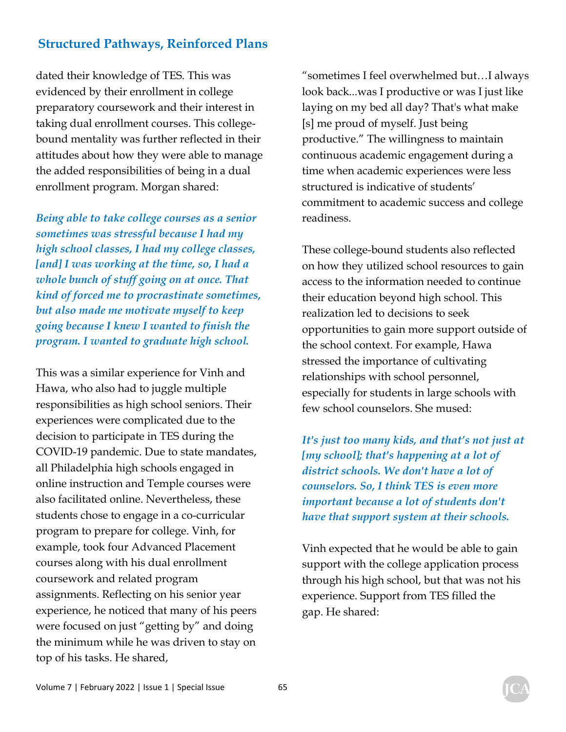dated their knowledge of TES. This was evidenced by their enrollment in college preparatory coursework and their interest in taking dual enrollment courses. This college-bound mentality was further reflected in their attitudes about how they were able to manage the added responsibilities of being in a dual enrollment program. Morgan shared:

> ***Being able to take college courses as a senior sometimes was stressful because I had my high school classes, I had my college classes, [and] I was working at the time, so, I had a whole bunch of stuff going on at once. That kind of forced me to procrastinate sometimes, but also made me motivate myself to keep going because I knew I wanted to finish the program. I wanted to graduate high school.***

This was a similar experience for Vinh and Hawa, who also had to juggle multiple responsibilities as high school seniors. Their experiences were complicated due to the decision to participate in TES during the COVID-19 pandemic. Due to state mandates, all Philadelphia high schools engaged in online instruction and Temple courses were also facilitated online. Nevertheless, these students chose to engage in a co-curricular program to prepare for college. Vinh, for example, took four Advanced Placement courses along with his dual enrollment coursework and related program assignments. Reflecting on his senior year experience, he noticed that many of his peers were focused on just "getting by" and doing the minimum while he was driven to stay on top of his tasks. He shared, "sometimes I feel overwhelmed but…I always look back...was I productive or was I just like laying on my bed all day? That's what make [s] me proud of myself. Just being productive." The willingness to maintain continuous academic engagement during a time when academic experiences were less structured is indicative of students' commitment to academic success and college readiness.

These college-bound students also reflected on how they utilized school resources to gain access to the information needed to continue their education beyond high school. This realization led to decisions to seek opportunities to gain more support outside of the school context. For example, Hawa stressed the importance of cultivating relationships with school personnel, especially for students in large schools with few school counselors. She mused:

> ***It's just too many kids, and that's not just at [my school]; that's happening at a lot of district schools. We don't have a lot of counselors. So, I think TES is even more important because a lot of students don't have that support system at their schools.***

Vinh expected that he would be able to gain support with the college application process through his high school, but that was not his experience. Support from TES filled the gap. He shared: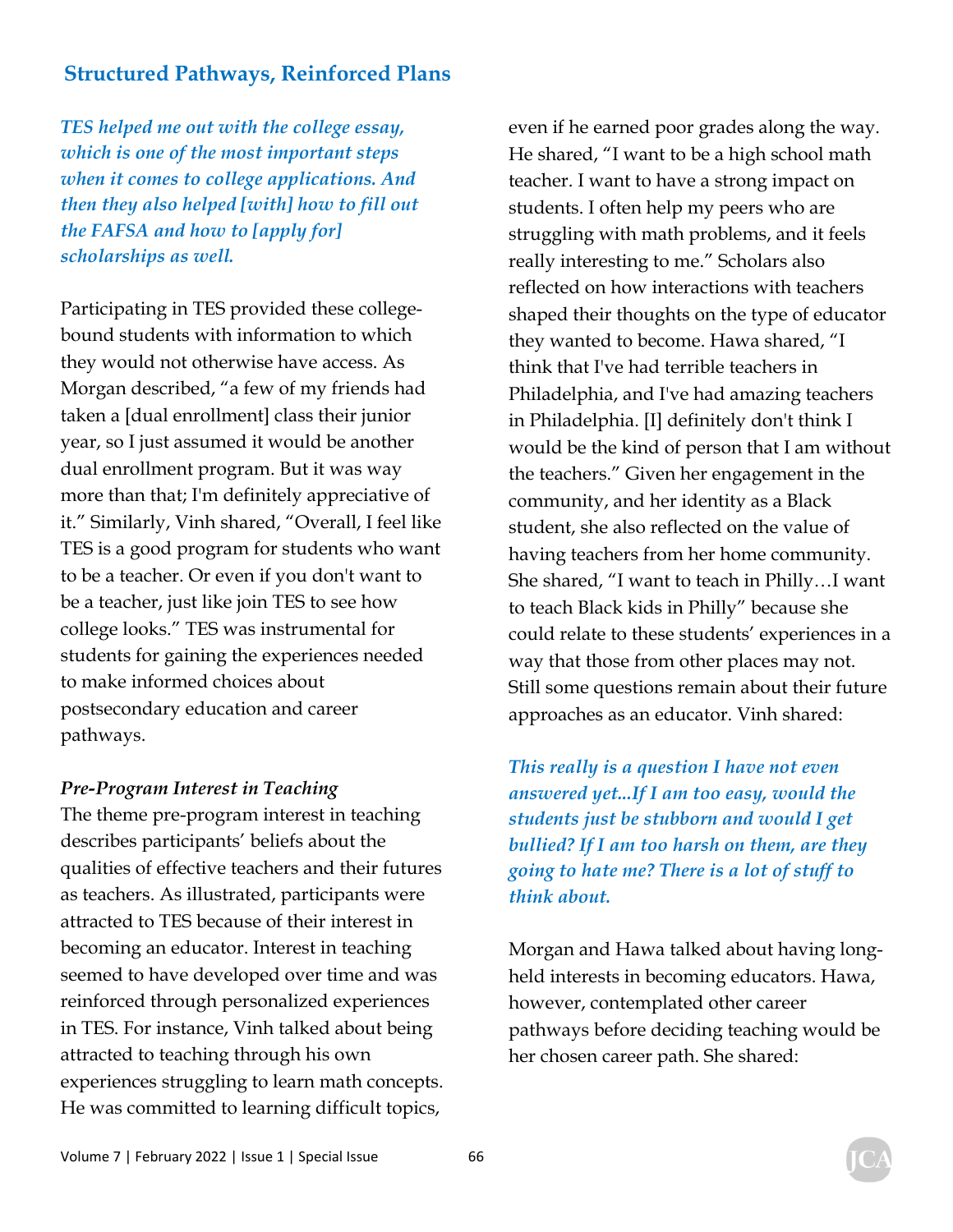## Structured Pathways, Reinforced Plans

***TES helped me out with the college essay, which is one of the most important steps when it comes to college applications. And then they also helped [with] how to fill out the FAFSA and how to [apply for] scholarships as well.***

Participating in TES provided these college-bound students with information to which they would not otherwise have access. As Morgan described, "a few of my friends had taken a [dual enrollment] class their junior year, so I just assumed it would be another dual enrollment program. But it was way more than that; I'm definitely appreciative of it." Similarly, Vinh shared, "Overall, I feel like TES is a good program for students who want to be a teacher. Or even if you don't want to be a teacher, just like join TES to see how college looks." TES was instrumental for students for gaining the experiences needed to make informed choices about postsecondary education and career pathways.

***Pre-Program Interest in Teaching***

The theme pre-program interest in teaching describes participants' beliefs about the qualities of effective teachers and their futures as teachers. As illustrated, participants were attracted to TES because of their interest in becoming an educator. Interest in teaching seemed to have developed over time and was reinforced through personalized experiences in TES. For instance, Vinh talked about being attracted to teaching through his own experiences struggling to learn math concepts. He was committed to learning difficult topics, even if he earned poor grades along the way. He shared, "I want to be a high school math teacher. I want to have a strong impact on students. I often help my peers who are struggling with math problems, and it feels really interesting to me." Scholars also reflected on how interactions with teachers shaped their thoughts on the type of educator they wanted to become. Hawa shared, "I think that I've had terrible teachers in Philadelphia, and I've had amazing teachers in Philadelphia. [I] definitely don't think I would be the kind of person that I am without the teachers." Given her engagement in the community, and her identity as a Black student, she also reflected on the value of having teachers from her home community. She shared, "I want to teach in Philly…I want to teach Black kids in Philly" because she could relate to these students' experiences in a way that those from other places may not. Still some questions remain about their future approaches as an educator. Vinh shared:

***This really is a question I have not even answered yet...If I am too easy, would the students just be stubborn and would I get bullied? If I am too harsh on them, are they going to hate me? There is a lot of stuff to think about.***

Morgan and Hawa talked about having long-held interests in becoming educators. Hawa, however, contemplated other career pathways before deciding teaching would be her chosen career path. She shared: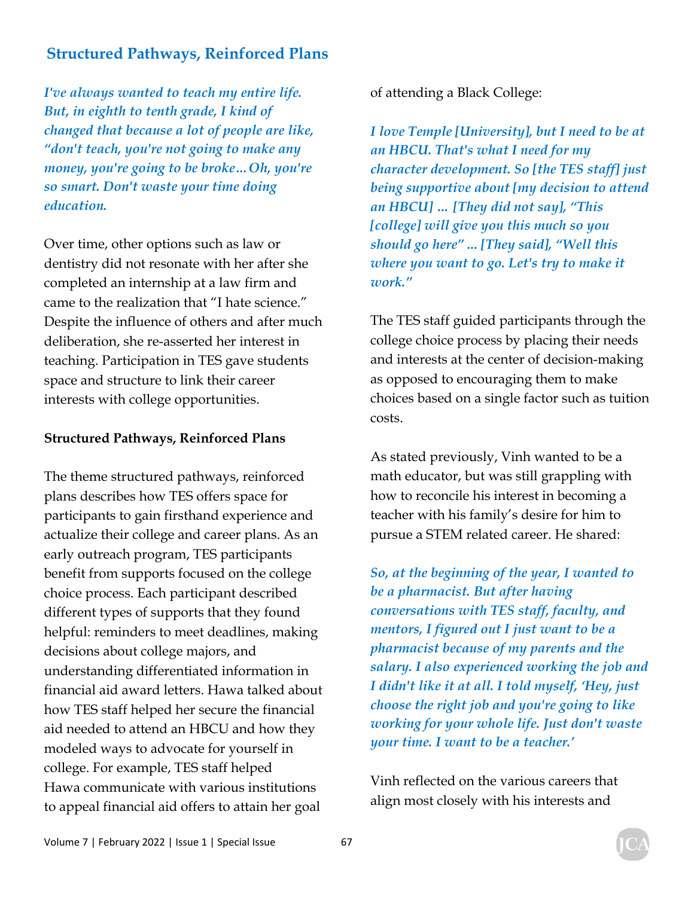## Structured Pathways, Reinforced Plans

*I've always wanted to teach my entire life. But, in eighth to tenth grade, I kind of changed that because a lot of people are like, "don't teach, you're not going to make any money, you're going to be broke... Oh, you're so smart. Don't waste your time doing education.*

Over time, other options such as law or dentistry did not resonate with her after she completed an internship at a law firm and came to the realization that "I hate science." Despite the influence of others and after much deliberation, she re-asserted her interest in teaching. Participation in TES gave students space and structure to link their career interests with college opportunities.

**Structured Pathways, Reinforced Plans**

The theme structured pathways, reinforced plans describes how TES offers space for participants to gain firsthand experience and actualize their college and career plans. As an early outreach program, TES participants benefit from supports focused on the college choice process. Each participant described different types of supports that they found helpful: reminders to meet deadlines, making decisions about college majors, and understanding differentiated information in financial aid award letters. Hawa talked about how TES staff helped her secure the financial aid needed to attend an HBCU and how they modeled ways to advocate for yourself in college. For example, TES staff helped Hawa communicate with various institutions to appeal financial aid offers to attain her goal of attending a Black College:

*I love Temple [University], but I need to be at an HBCU. That's what I need for my character development. So [the TES staff] just being supportive about [my decision to attend an HBCU] ... [They did not say], "This [college] will give you this much so you should go here" ... [They said], "Well this where you want to go. Let's try to make it work."*

The TES staff guided participants through the college choice process by placing their needs and interests at the center of decision-making as opposed to encouraging them to make choices based on a single factor such as tuition costs.

As stated previously, Vinh wanted to be a math educator, but was still grappling with how to reconcile his interest in becoming a teacher with his family's desire for him to pursue a STEM related career. He shared:

*So, at the beginning of the year, I wanted to be a pharmacist. But after having conversations with TES staff, faculty, and mentors, I figured out I just want to be a pharmacist because of my parents and the salary. I also experienced working the job and I didn't like it at all. I told myself, 'Hey, just choose the right job and you're going to like working for your whole life. Just don't waste your time. I want to be a teacher.'*

Vinh reflected on the various careers that align most closely with his interests and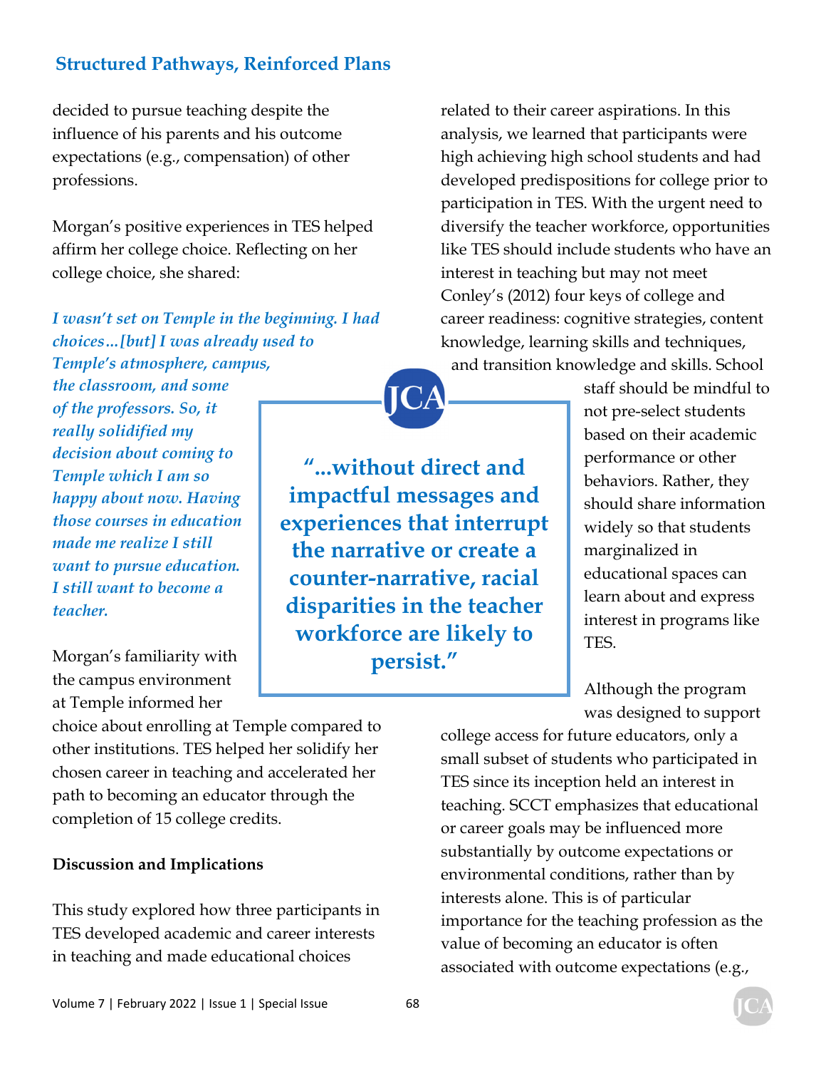decided to pursue teaching despite the influence of his parents and his outcome expectations (e.g., compensation) of other professions.

Morgan's positive experiences in TES helped affirm her college choice. Reflecting on her college choice, she shared:

> *I wasn't set on Temple in the beginning. I had choices…[but] I was already used to Temple's atmosphere, campus, the classroom, and some of the professors. So, it really solidified my decision about coming to Temple which I am so happy about now. Having those courses in education made me realize I still want to pursue education. I still want to become a teacher.*

Morgan's familiarity with the campus environment at Temple informed her choice about enrolling at Temple compared to other institutions. TES helped her solidify her chosen career in teaching and accelerated her path to becoming an educator through the completion of 15 college credits.

> **"…without direct and impactful messages and experiences that interrupt the narrative or create a counter-narrative, racial disparities in the teacher workforce are likely to persist."**

## Discussion and Implications

This study explored how three participants in TES developed academic and career interests in teaching and made educational choices related to their career aspirations. In this analysis, we learned that participants were high achieving high school students and had developed predispositions for college prior to participation in TES. With the urgent need to diversify the teacher workforce, opportunities like TES should include students who have an interest in teaching but may not meet Conley's (2012) four keys of college and career readiness: cognitive strategies, content knowledge, learning skills and techniques, and transition knowledge and skills. School staff should be mindful to not pre-select students based on their academic performance or other behaviors. Rather, they should share information widely so that students marginalized in educational spaces can learn about and express interest in programs like TES.

Although the program was designed to support college access for future educators, only a small subset of students who participated in TES since its inception held an interest in teaching. SCCT emphasizes that educational or career goals may be influenced more substantially by outcome expectations or environmental conditions, rather than by interests alone. This is of particular importance for the teaching profession as the value of becoming an educator is often associated with outcome expectations (e.g.,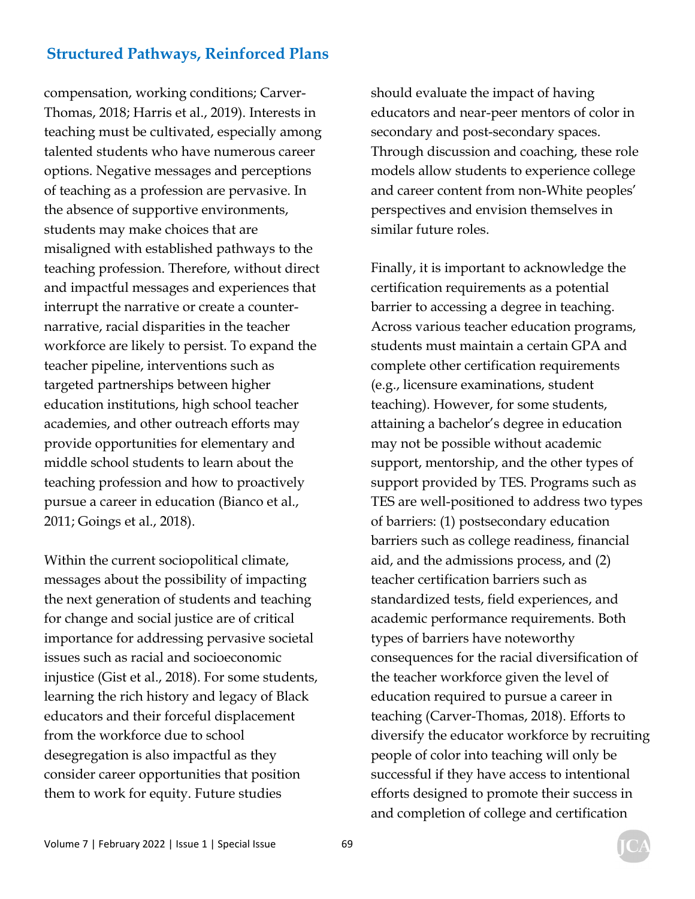compensation, working conditions; Carver-Thomas, 2018; Harris et al., 2019). Interests in teaching must be cultivated, especially among talented students who have numerous career options. Negative messages and perceptions of teaching as a profession are pervasive. In the absence of supportive environments, students may make choices that are misaligned with established pathways to the teaching profession. Therefore, without direct and impactful messages and experiences that interrupt the narrative or create a counter-narrative, racial disparities in the teacher workforce are likely to persist. To expand the teacher pipeline, interventions such as targeted partnerships between higher education institutions, high school teacher academies, and other outreach efforts may provide opportunities for elementary and middle school students to learn about the teaching profession and how to proactively pursue a career in education (Bianco et al., 2011; Goings et al., 2018).

Within the current sociopolitical climate, messages about the possibility of impacting the next generation of students and teaching for change and social justice are of critical importance for addressing pervasive societal issues such as racial and socioeconomic injustice (Gist et al., 2018). For some students, learning the rich history and legacy of Black educators and their forceful displacement from the workforce due to school desegregation is also impactful as they consider career opportunities that position them to work for equity. Future studies should evaluate the impact of having educators and near-peer mentors of color in secondary and post-secondary spaces. Through discussion and coaching, these role models allow students to experience college and career content from non-White peoples' perspectives and envision themselves in similar future roles.

Finally, it is important to acknowledge the certification requirements as a potential barrier to accessing a degree in teaching. Across various teacher education programs, students must maintain a certain GPA and complete other certification requirements (e.g., licensure examinations, student teaching). However, for some students, attaining a bachelor's degree in education may not be possible without academic support, mentorship, and the other types of support provided by TES. Programs such as TES are well-positioned to address two types of barriers: (1) postsecondary education barriers such as college readiness, financial aid, and the admissions process, and (2) teacher certification barriers such as standardized tests, field experiences, and academic performance requirements. Both types of barriers have noteworthy consequences for the racial diversification of the teacher workforce given the level of education required to pursue a career in teaching (Carver-Thomas, 2018). Efforts to diversify the educator workforce by recruiting people of color into teaching will only be successful if they have access to intentional efforts designed to promote their success in and completion of college and certification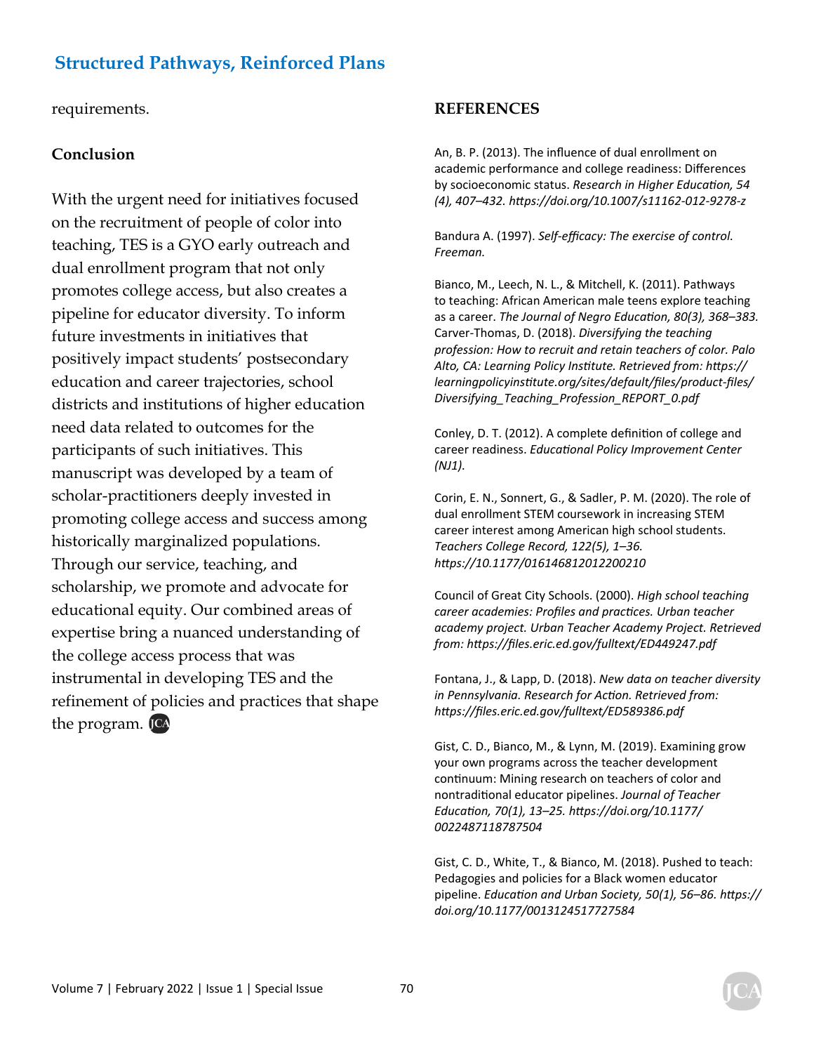requirements.

## Conclusion

With the urgent need for initiatives focused on the recruitment of people of color into teaching, TES is a GYO early outreach and dual enrollment program that not only promotes college access, but also creates a pipeline for educator diversity. To inform future investments in initiatives that positively impact students' postsecondary education and career trajectories, school districts and institutions of higher education need data related to outcomes for the participants of such initiatives. This manuscript was developed by a team of scholar-practitioners deeply invested in promoting college access and success among historically marginalized populations. Through our service, teaching, and scholarship, we promote and advocate for educational equity. Our combined areas of expertise bring a nuanced understanding of the college access process that was instrumental in developing TES and the refinement of policies and practices that shape the program.

## REFERENCES

An, B. P. (2013). The influence of dual enrollment on academic performance and college readiness: Differences by socioeconomic status. *Research in Higher Education, 54 (4), 407–432. https://doi.org/10.1007/s11162-012-9278-z*

Bandura A. (1997). *Self-efficacy: The exercise of control. Freeman.*

Bianco, M., Leech, N. L., & Mitchell, K. (2011). Pathways to teaching: African American male teens explore teaching as a career. *The Journal of Negro Education, 80(3), 368–383.*

Carver-Thomas, D. (2018). *Diversifying the teaching profession: How to recruit and retain teachers of color. Palo Alto, CA: Learning Policy Institute. Retrieved from: https://learningpolicyinstitute.org/sites/default/files/product-files/Diversifying_Teaching_Profession_REPORT_0.pdf*

Conley, D. T. (2012). A complete definition of college and career readiness. *Educational Policy Improvement Center (NJ1).*

Corin, E. N., Sonnert, G., & Sadler, P. M. (2020). The role of dual enrollment STEM coursework in increasing STEM career interest among American high school students. *Teachers College Record, 122(5), 1–36. https://10.1177/016146812012200210*

Council of Great City Schools. (2000). *High school teaching career academies: Profiles and practices. Urban teacher academy project. Urban Teacher Academy Project. Retrieved from: https://files.eric.ed.gov/fulltext/ED449247.pdf*

Fontana, J., & Lapp, D. (2018). *New data on teacher diversity in Pennsylvania. Research for Action. Retrieved from: https://files.eric.ed.gov/fulltext/ED589386.pdf*

Gist, C. D., Bianco, M., & Lynn, M. (2019). Examining grow your own programs across the teacher development continuum: Mining research on teachers of color and nontraditional educator pipelines. *Journal of Teacher Education, 70(1), 13–25. https://doi.org/10.1177/0022487118787504*

Gist, C. D., White, T., & Bianco, M. (2018). Pushed to teach: Pedagogies and policies for a Black women educator pipeline. *Education and Urban Society, 50(1), 56–86. https://doi.org/10.1177/0013124517727584*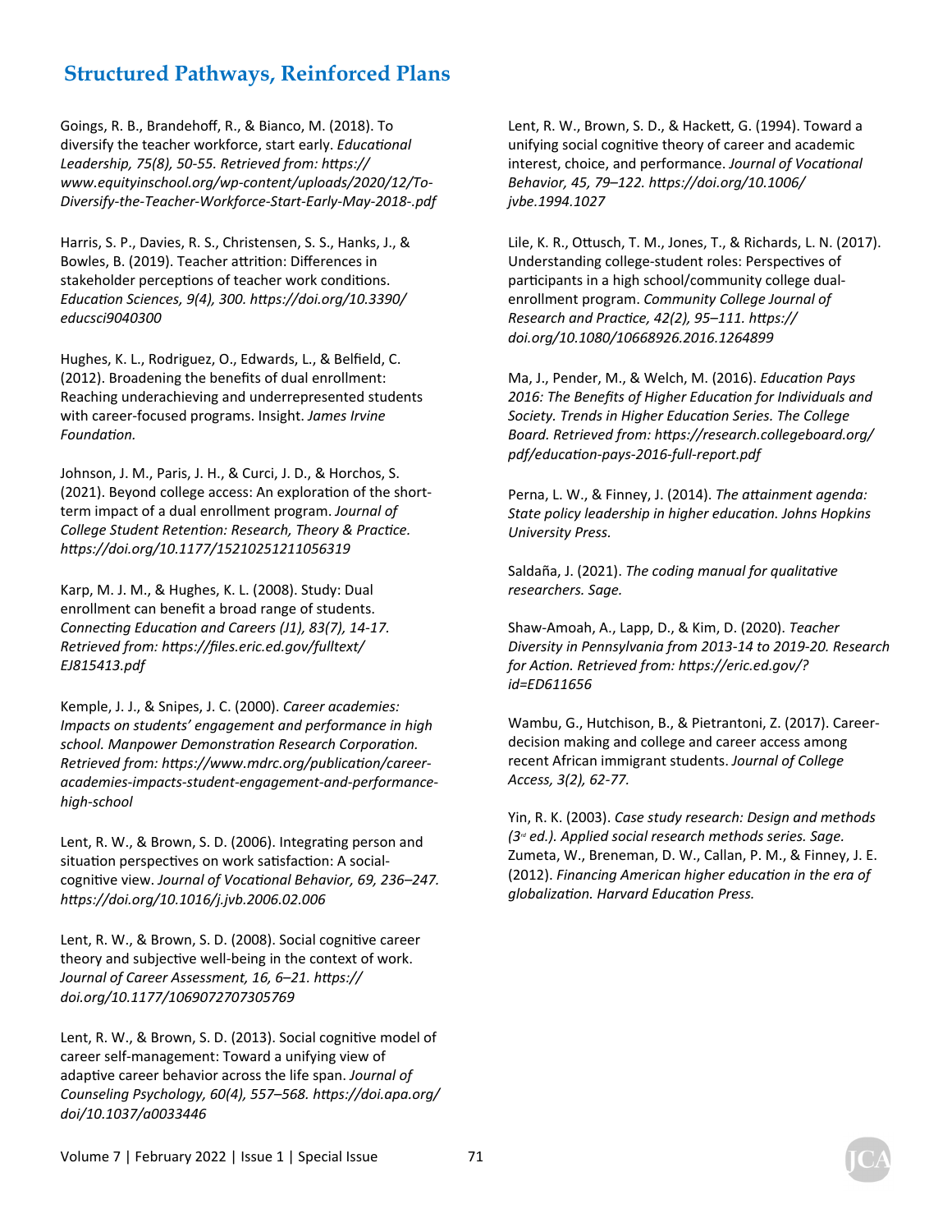Goings, R. B., Brandehoff, R., & Bianco, M. (2018). To diversify the teacher workforce, start early. *Educational Leadership, 75(8), 50-55. Retrieved from: https://www.equityinschool.org/wp-content/uploads/2020/12/To-Diversify-the-Teacher-Workforce-Start-Early-May-2018-.pdf*

Harris, S. P., Davies, R. S., Christensen, S. S., Hanks, J., & Bowles, B. (2019). Teacher attrition: Differences in stakeholder perceptions of teacher work conditions. *Education Sciences, 9(4), 300. https://doi.org/10.3390/educsci9040300*

Hughes, K. L., Rodriguez, O., Edwards, L., & Belfield, C. (2012). Broadening the benefits of dual enrollment: Reaching underachieving and underrepresented students with career-focused programs. Insight. *James Irvine Foundation.*

Johnson, J. M., Paris, J. H., & Curci, J. D., & Horchos, S. (2021). Beyond college access: An exploration of the short-term impact of a dual enrollment program. *Journal of College Student Retention: Research, Theory & Practice. https://doi.org/10.1177/15210251211056319*

Karp, M. J. M., & Hughes, K. L. (2008). Study: Dual enrollment can benefit a broad range of students. *Connecting Education and Careers (J1), 83(7), 14-17. Retrieved from: https://files.eric.ed.gov/fulltext/EJ815413.pdf*

Kemple, J. J., & Snipes, J. C. (2000). *Career academies: Impacts on students' engagement and performance in high school. Manpower Demonstration Research Corporation. Retrieved from: https://www.mdrc.org/publication/career-academies-impacts-student-engagement-and-performance-high-school*

Lent, R. W., & Brown, S. D. (2006). Integrating person and situation perspectives on work satisfaction: A social-cognitive view. *Journal of Vocational Behavior, 69, 236–247. https://doi.org/10.1016/j.jvb.2006.02.006*

Lent, R. W., & Brown, S. D. (2008). Social cognitive career theory and subjective well-being in the context of work. *Journal of Career Assessment, 16, 6–21. https://doi.org/10.1177/1069072707305769*

Lent, R. W., & Brown, S. D. (2013). Social cognitive model of career self-management: Toward a unifying view of adaptive career behavior across the life span. *Journal of Counseling Psychology, 60(4), 557–568. https://doi.apa.org/doi/10.1037/a0033446*

Lent, R. W., Brown, S. D., & Hackett, G. (1994). Toward a unifying social cognitive theory of career and academic interest, choice, and performance. *Journal of Vocational Behavior, 45, 79–122. https://doi.org/10.1006/jvbe.1994.1027*

Lile, K. R., Ottusch, T. M., Jones, T., & Richards, L. N. (2017). Understanding college-student roles: Perspectives of participants in a high school/community college dual-enrollment program. *Community College Journal of Research and Practice, 42(2), 95–111. https://doi.org/10.1080/10668926.2016.1264899*

Ma, J., Pender, M., & Welch, M. (2016). *Education Pays 2016: The Benefits of Higher Education for Individuals and Society. Trends in Higher Education Series. The College Board. Retrieved from: https://research.collegeboard.org/pdf/education-pays-2016-full-report.pdf*

Perna, L. W., & Finney, J. (2014). *The attainment agenda: State policy leadership in higher education. Johns Hopkins University Press.*

Saldaña, J. (2021). *The coding manual for qualitative researchers. Sage.*

Shaw-Amoah, A., Lapp, D., & Kim, D. (2020). *Teacher Diversity in Pennsylvania from 2013-14 to 2019-20. Research for Action. Retrieved from: https://eric.ed.gov/?id=ED611656*

Wambu, G., Hutchison, B., & Pietrantoni, Z. (2017). Career-decision making and college and career access among recent African immigrant students. *Journal of College Access, 3(2), 62-77.*

Yin, R. K. (2003). *Case study research: Design and methods (3rd ed.). Applied social research methods series. Sage.*

Zumeta, W., Breneman, D. W., Callan, P. M., & Finney, J. E. (2012). *Financing American higher education in the era of globalization. Harvard Education Press.*